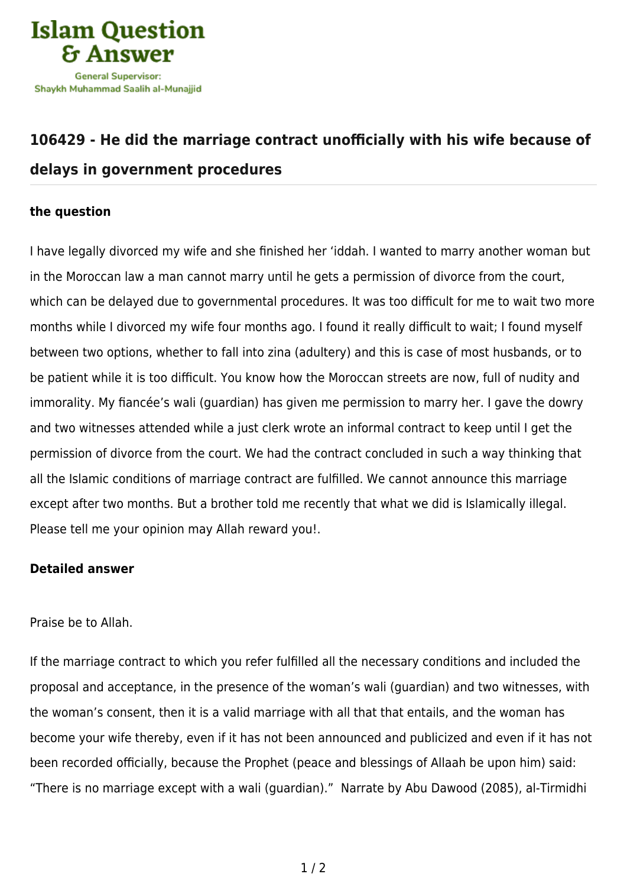# 106429 - He did the marriage contract unofficially with his wife because of delays in government procedures

**the question**

I have legally divorced my wife and she finished her 'iddah. I wanted to marry another woman but in the Moroccan law a man cannot marry until he gets a permission of divorce from the court, which can be delayed due to governmental procedures. It was too difficult for me to wait two more months while I divorced my wife four months ago. I found it really difficult to wait; I found myself between two options, whether to fall into zina (adultery) and this is case of most husbands, or to be patient while it is too difficult. You know how the Moroccan streets are now, full of nudity and immorality. My fiancée's wali (guardian) has given me permission to marry her. I gave the dowry and two witnesses attended while a just clerk wrote an informal contract to keep until I get the permission of divorce from the court. We had the contract concluded in such a way thinking that all the Islamic conditions of marriage contract are fulfilled. We cannot announce this marriage except after two months. But a brother told me recently that what we did is Islamically illegal. Please tell me your opinion may Allah reward you!.

**Detailed answer**

Praise be to Allah.

If the marriage contract to which you refer fulfilled all the necessary conditions and included the proposal and acceptance, in the presence of the woman's wali (guardian) and two witnesses, with the woman's consent, then it is a valid marriage with all that that entails, and the woman has become your wife thereby, even if it has not been announced and publicized and even if it has not been recorded officially, because the Prophet (peace and blessings of Allaah be upon him) said: "There is no marriage except with a wali (guardian)." Narrate by Abu Dawood (2085), al-Tirmidhi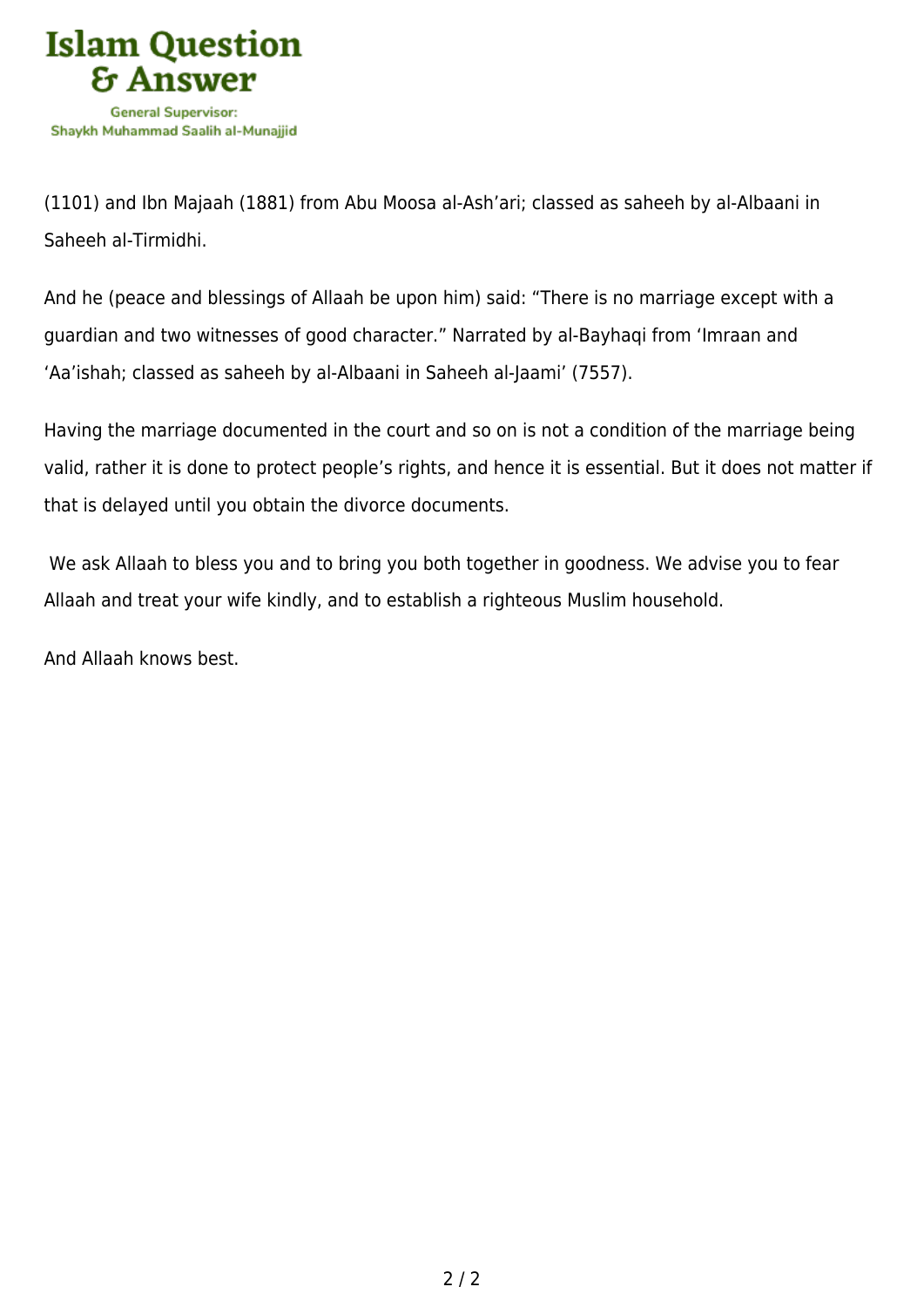(1101) and Ibn Majaah (1881) from Abu Moosa al-Ash'ari; classed as saheeh by al-Albaani in Saheeh al-Tirmidhi.

And he (peace and blessings of Allaah be upon him) said: "There is no marriage except with a guardian and two witnesses of good character." Narrated by al-Bayhaqi from 'Imraan and 'Aa'ishah; classed as saheeh by al-Albaani in Saheeh al-Jaami' (7557).

Having the marriage documented in the court and so on is not a condition of the marriage being valid, rather it is done to protect people's rights, and hence it is essential. But it does not matter if that is delayed until you obtain the divorce documents.

We ask Allaah to bless you and to bring you both together in goodness. We advise you to fear Allaah and treat your wife kindly, and to establish a righteous Muslim household.

And Allaah knows best.